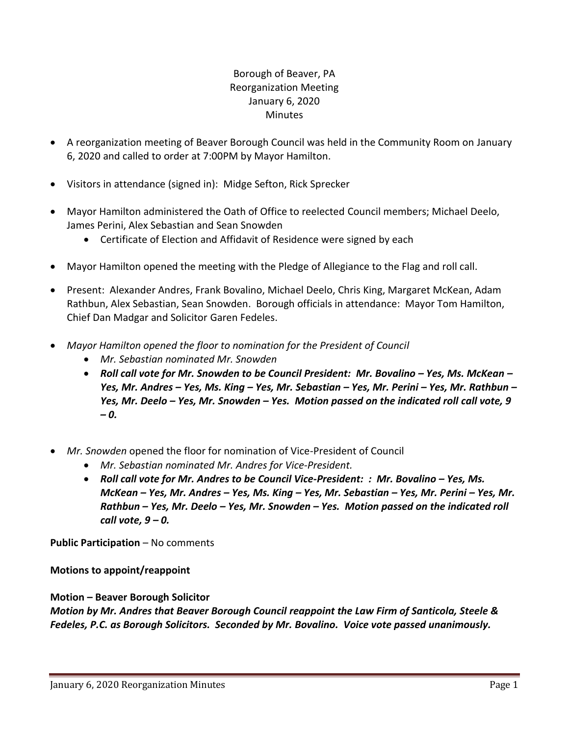Borough of Beaver, PA
Reorganization Meeting
January 6, 2020
Minutes

- A reorganization meeting of Beaver Borough Council was held in the Community Room on January 6, 2020 and called to order at 7:00PM by Mayor Hamilton.
- Visitors in attendance (signed in): Midge Sefton, Rick Sprecker
- Mayor Hamilton administered the Oath of Office to reelected Council members; Michael Deelo, James Perini, Alex Sebastian and Sean Snowden
    - Certificate of Election and Affidavit of Residence were signed by each
- Mayor Hamilton opened the meeting with the Pledge of Allegiance to the Flag and roll call.
- Present: Alexander Andres, Frank Bovalino, Michael Deelo, Chris King, Margaret McKean, Adam Rathbun, Alex Sebastian, Sean Snowden. Borough officials in attendance: Mayor Tom Hamilton, Chief Dan Madgar and Solicitor Garen Fedeles.
- *Mayor Hamilton opened the floor to nomination for the President of Council*
    - *Mr. Sebastian nominated Mr. Snowden*
    - ***Roll call vote for Mr. Snowden to be Council President: Mr. Bovalino – Yes, Ms. McKean – Yes, Mr. Andres – Yes, Ms. King – Yes, Mr. Sebastian – Yes, Mr. Perini – Yes, Mr. Rathbun – Yes, Mr. Deelo – Yes, Mr. Snowden – Yes. Motion passed on the indicated roll call vote, 9 – 0.***
- *Mr. Snowden* opened the floor for nomination of Vice-President of Council
    - *Mr. Sebastian nominated Mr. Andres for Vice-President.*
    - ***Roll call vote for Mr. Andres to be Council Vice-President: : Mr. Bovalino – Yes, Ms. McKean – Yes, Mr. Andres – Yes, Ms. King – Yes, Mr. Sebastian – Yes, Mr. Perini – Yes, Mr. Rathbun – Yes, Mr. Deelo – Yes, Mr. Snowden – Yes. Motion passed on the indicated roll call vote, 9 – 0.***

**Public Participation** – No comments

**Motions to appoint/reappoint**

**Motion – Beaver Borough Solicitor**

***Motion by Mr. Andres that Beaver Borough Council reappoint the Law Firm of Santicola, Steele & Fedeles, P.C. as Borough Solicitors. Seconded by Mr. Bovalino. Voice vote passed unanimously.***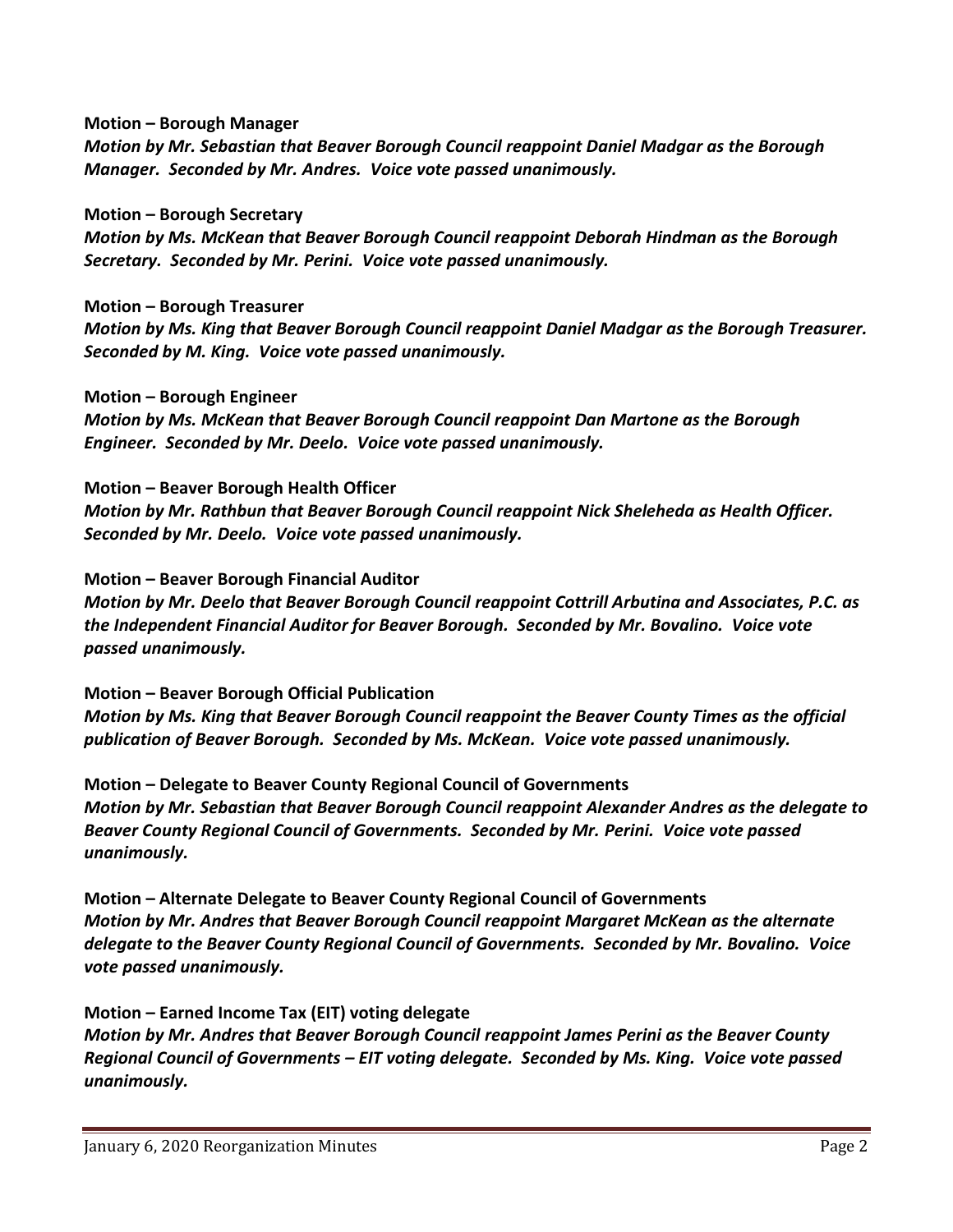**Motion – Borough Manager**
***Motion by Mr. Sebastian that Beaver Borough Council reappoint Daniel Madgar as the Borough Manager. Seconded by Mr. Andres. Voice vote passed unanimously.***

**Motion – Borough Secretary**
***Motion by Ms. McKean that Beaver Borough Council reappoint Deborah Hindman as the Borough Secretary. Seconded by Mr. Perini. Voice vote passed unanimously.***

**Motion – Borough Treasurer**
***Motion by Ms. King that Beaver Borough Council reappoint Daniel Madgar as the Borough Treasurer. Seconded by M. King. Voice vote passed unanimously.***

**Motion – Borough Engineer**
***Motion by Ms. McKean that Beaver Borough Council reappoint Dan Martone as the Borough Engineer. Seconded by Mr. Deelo. Voice vote passed unanimously.***

**Motion – Beaver Borough Health Officer**
***Motion by Mr. Rathbun that Beaver Borough Council reappoint Nick Sheleheda as Health Officer. Seconded by Mr. Deelo. Voice vote passed unanimously.***

**Motion – Beaver Borough Financial Auditor**
***Motion by Mr. Deelo that Beaver Borough Council reappoint Cottrill Arbutina and Associates, P.C. as the Independent Financial Auditor for Beaver Borough. Seconded by Mr. Bovalino. Voice vote passed unanimously.***

**Motion – Beaver Borough Official Publication**
***Motion by Ms. King that Beaver Borough Council reappoint the Beaver County Times as the official publication of Beaver Borough. Seconded by Ms. McKean. Voice vote passed unanimously.***

**Motion – Delegate to Beaver County Regional Council of Governments**
***Motion by Mr. Sebastian that Beaver Borough Council reappoint Alexander Andres as the delegate to Beaver County Regional Council of Governments. Seconded by Mr. Perini. Voice vote passed unanimously.***

**Motion – Alternate Delegate to Beaver County Regional Council of Governments**
***Motion by Mr. Andres that Beaver Borough Council reappoint Margaret McKean as the alternate delegate to the Beaver County Regional Council of Governments. Seconded by Mr. Bovalino. Voice vote passed unanimously.***

**Motion – Earned Income Tax (EIT) voting delegate**
***Motion by Mr. Andres that Beaver Borough Council reappoint James Perini as the Beaver County Regional Council of Governments – EIT voting delegate. Seconded by Ms. King. Voice vote passed unanimously.***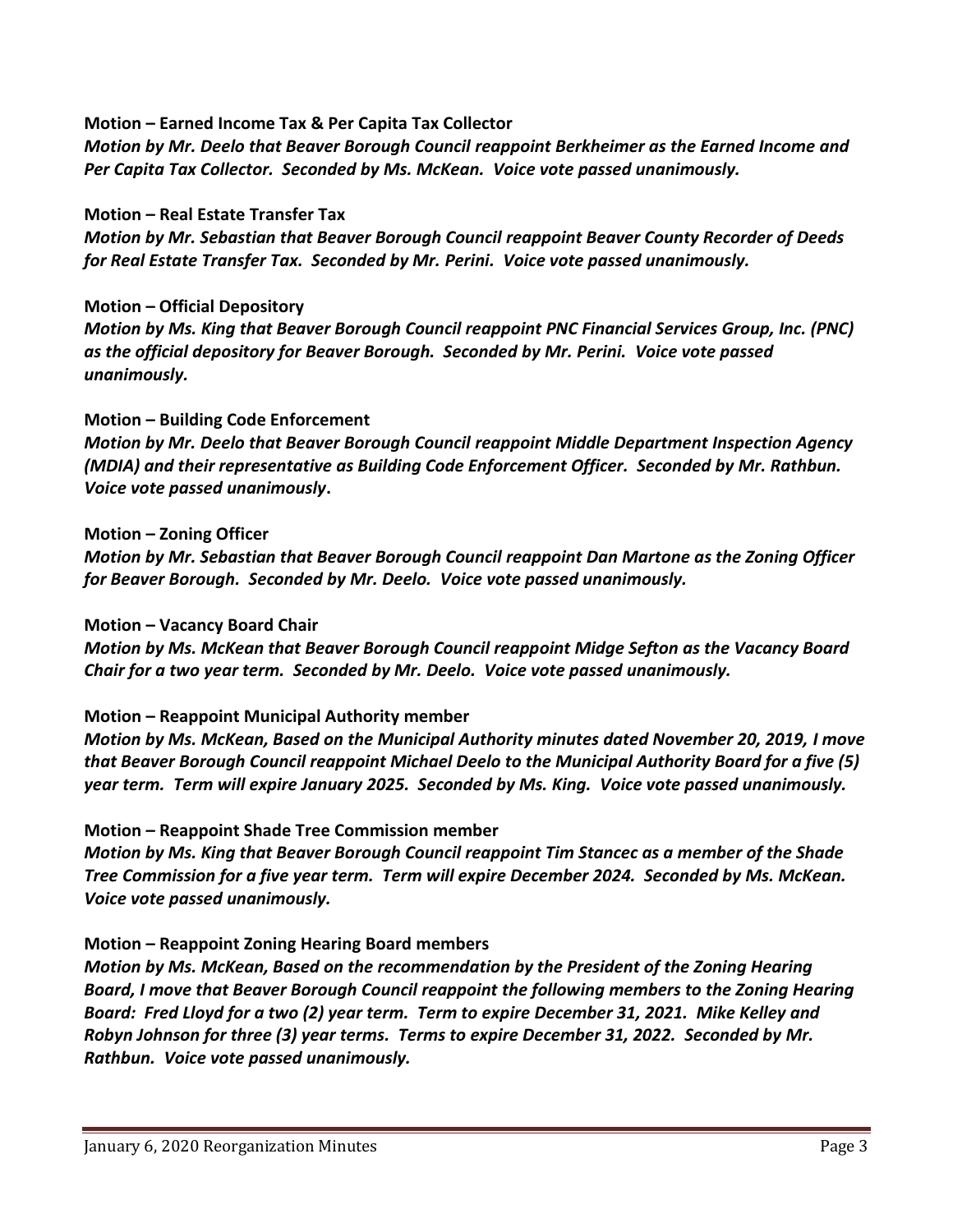**Motion – Earned Income Tax & Per Capita Tax Collector**

***Motion by Mr. Deelo that Beaver Borough Council reappoint Berkheimer as the Earned Income and Per Capita Tax Collector. Seconded by Ms. McKean. Voice vote passed unanimously.***

**Motion – Real Estate Transfer Tax**

***Motion by Mr. Sebastian that Beaver Borough Council reappoint Beaver County Recorder of Deeds for Real Estate Transfer Tax. Seconded by Mr. Perini. Voice vote passed unanimously.***

**Motion – Official Depository**

***Motion by Ms. King that Beaver Borough Council reappoint PNC Financial Services Group, Inc. (PNC) as the official depository for Beaver Borough. Seconded by Mr. Perini. Voice vote passed unanimously.***

**Motion – Building Code Enforcement**

***Motion by Mr. Deelo that Beaver Borough Council reappoint Middle Department Inspection Agency (MDIA) and their representative as Building Code Enforcement Officer. Seconded by Mr. Rathbun. Voice vote passed unanimously.***

**Motion – Zoning Officer**

***Motion by Mr. Sebastian that Beaver Borough Council reappoint Dan Martone as the Zoning Officer for Beaver Borough. Seconded by Mr. Deelo. Voice vote passed unanimously.***

**Motion – Vacancy Board Chair**

***Motion by Ms. McKean that Beaver Borough Council reappoint Midge Sefton as the Vacancy Board Chair for a two year term. Seconded by Mr. Deelo. Voice vote passed unanimously.***

**Motion – Reappoint Municipal Authority member**

***Motion by Ms. McKean, Based on the Municipal Authority minutes dated November 20, 2019, I move that Beaver Borough Council reappoint Michael Deelo to the Municipal Authority Board for a five (5) year term. Term will expire January 2025. Seconded by Ms. King. Voice vote passed unanimously.***

**Motion – Reappoint Shade Tree Commission member**

***Motion by Ms. King that Beaver Borough Council reappoint Tim Stancec as a member of the Shade Tree Commission for a five year term. Term will expire December 2024. Seconded by Ms. McKean. Voice vote passed unanimously.***

**Motion – Reappoint Zoning Hearing Board members**

***Motion by Ms. McKean, Based on the recommendation by the President of the Zoning Hearing Board, I move that Beaver Borough Council reappoint the following members to the Zoning Hearing Board: Fred Lloyd for a two (2) year term. Term to expire December 31, 2021. Mike Kelley and Robyn Johnson for three (3) year terms. Terms to expire December 31, 2022. Seconded by Mr. Rathbun. Voice vote passed unanimously.***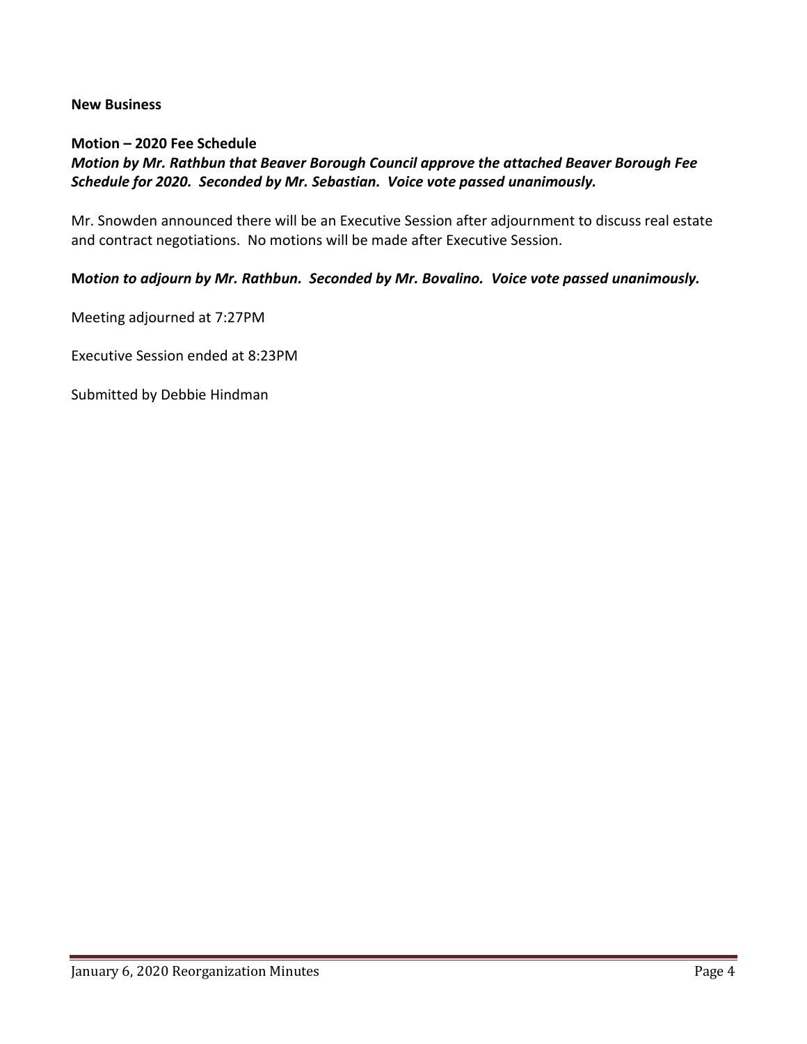**New Business**

**Motion – 2020 Fee Schedule**
***Motion by Mr. Rathbun that Beaver Borough Council approve the attached Beaver Borough Fee Schedule for 2020. Seconded by Mr. Sebastian. Voice vote passed unanimously.***

Mr. Snowden announced there will be an Executive Session after adjournment to discuss real estate and contract negotiations. No motions will be made after Executive Session.

***Motion to adjourn by Mr. Rathbun. Seconded by Mr. Bovalino. Voice vote passed unanimously.***

Meeting adjourned at 7:27PM

Executive Session ended at 8:23PM

Submitted by Debbie Hindman